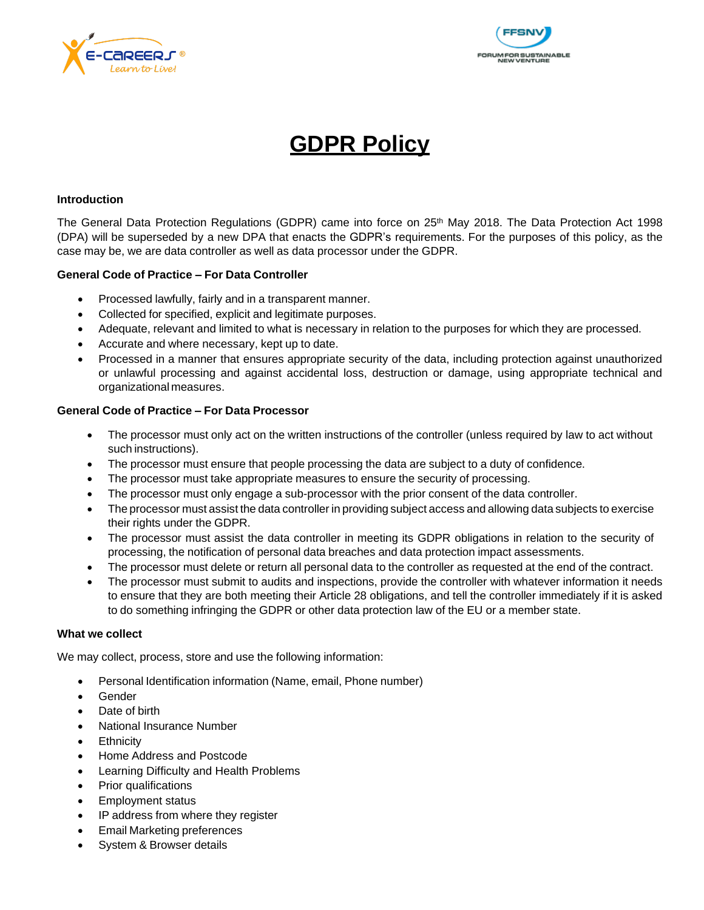# GDPR Policy

**Introduction**

The General Data Protection Regulations (GDPR) came into force on 25th May 2018. The Data Protection Act 1998 (DPA) will be superseded by a new DPA that enacts the GDPR's requirements. For the purposes of this policy, as the case may be, we are data controller as well as data processor under the GDPR.

**General Code of Practice – For Data Controller**

- Processed lawfully, fairly and in a transparent manner.
- Collected for specified, explicit and legitimate purposes.
- Adequate, relevant and limited to what is necessary in relation to the purposes for which they are processed.
- Accurate and where necessary, kept up to date.
- Processed in a manner that ensures appropriate security of the data, including protection against unauthorized or unlawful processing and against accidental loss, destruction or damage, using appropriate technical and organizational measures.

**General Code of Practice – For Data Processor**

- The processor must only act on the written instructions of the controller (unless required by law to act without such instructions).
- The processor must ensure that people processing the data are subject to a duty of confidence.
- The processor must take appropriate measures to ensure the security of processing.
- The processor must only engage a sub-processor with the prior consent of the data controller.
- The processor must assist the data controller in providing subject access and allowing data subjects to exercise their rights under the GDPR.
- The processor must assist the data controller in meeting its GDPR obligations in relation to the security of processing, the notification of personal data breaches and data protection impact assessments.
- The processor must delete or return all personal data to the controller as requested at the end of the contract.
- The processor must submit to audits and inspections, provide the controller with whatever information it needs to ensure that they are both meeting their Article 28 obligations, and tell the controller immediately if it is asked to do something infringing the GDPR or other data protection law of the EU or a member state.

**What we collect**

We may collect, process, store and use the following information:

- Personal Identification information (Name, email, Phone number)
- Gender
- Date of birth
- National Insurance Number
- Ethnicity
- Home Address and Postcode
- Learning Difficulty and Health Problems
- Prior qualifications
- Employment status
- IP address from where they register
- Email Marketing preferences
- System & Browser details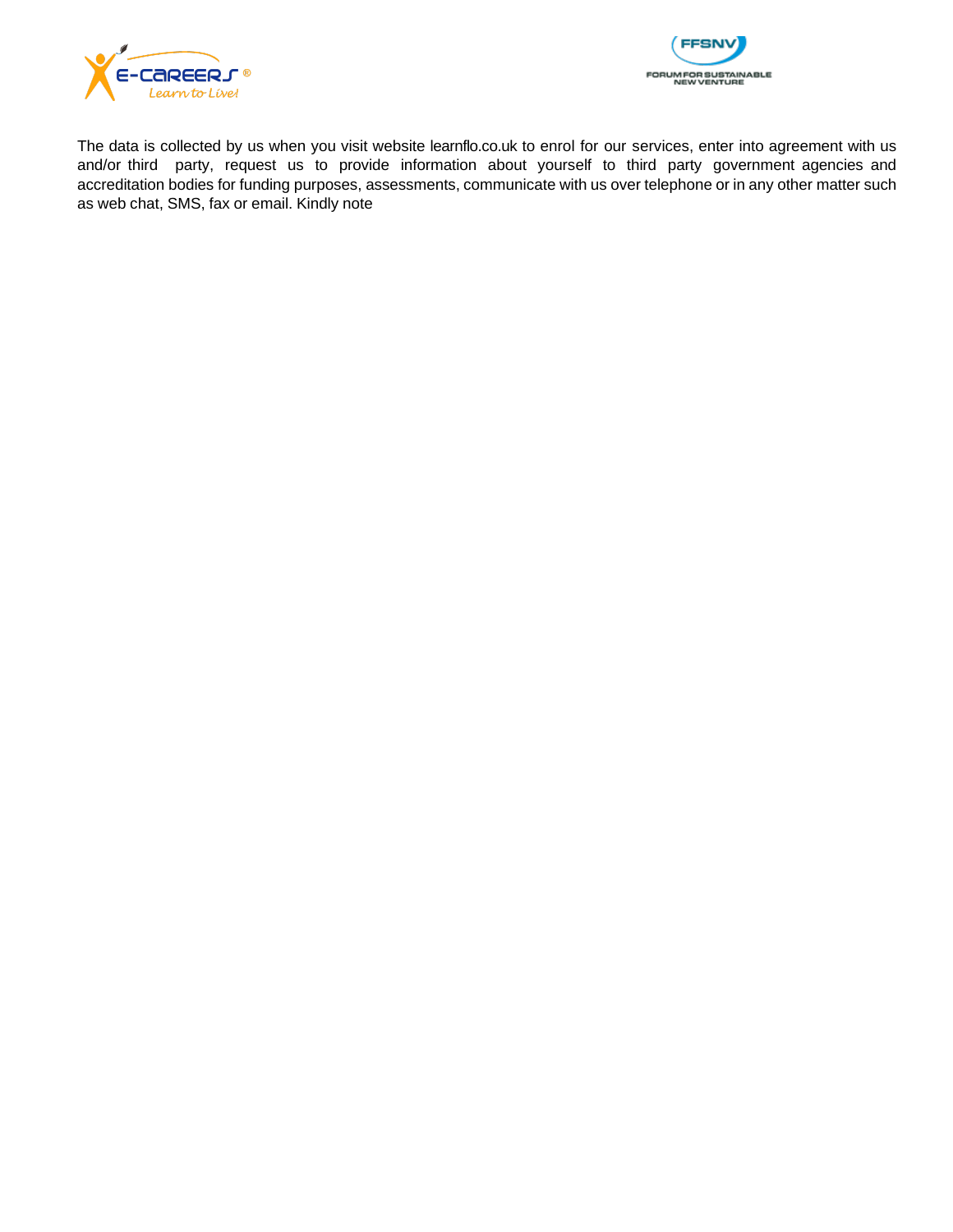The data is collected by us when you visit website learnflo.co.uk to enrol for our services, enter into agreement with us and/or third party, request us to provide information about yourself to third party government agencies and accreditation bodies for funding purposes, assessments, communicate with us over telephone or in any other matter such as web chat, SMS, fax or email. Kindly note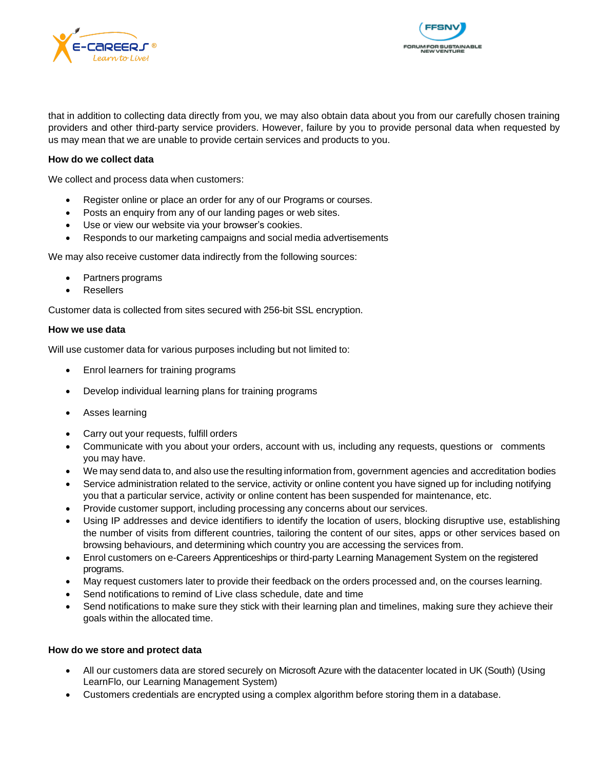that in addition to collecting data directly from you, we may also obtain data about you from our carefully chosen training providers and other third-party service providers. However, failure by you to provide personal data when requested by us may mean that we are unable to provide certain services and products to you.

**How do we collect data**

We collect and process data when customers:

- Register online or place an order for any of our Programs or courses.
- Posts an enquiry from any of our landing pages or web sites.
- Use or view our website via your browser's cookies.
- Responds to our marketing campaigns and social media advertisements

We may also receive customer data indirectly from the following sources:

- Partners programs
- Resellers

Customer data is collected from sites secured with 256-bit SSL encryption.

**How we use data**

Will use customer data for various purposes including but not limited to:

- Enrol learners for training programs
- Develop individual learning plans for training programs
- Asses learning
- Carry out your requests, fulfill orders
- Communicate with you about your orders, account with us, including any requests, questions or comments you may have.
- We may send data to, and also use the resulting information from, government agencies and accreditation bodies
- Service administration related to the service, activity or online content you have signed up for including notifying you that a particular service, activity or online content has been suspended for maintenance, etc.
- Provide customer support, including processing any concerns about our services.
- Using IP addresses and device identifiers to identify the location of users, blocking disruptive use, establishing the number of visits from different countries, tailoring the content of our sites, apps or other services based on browsing behaviours, and determining which country you are accessing the services from.
- Enrol customers on e-Careers Apprenticeships or third-party Learning Management System on the registered programs.
- May request customers later to provide their feedback on the orders processed and, on the courses learning.
- Send notifications to remind of Live class schedule, date and time
- Send notifications to make sure they stick with their learning plan and timelines, making sure they achieve their goals within the allocated time.

**How do we store and protect data**

- All our customers data are stored securely on Microsoft Azure with the datacenter located in UK (South) (Using LearnFlo, our Learning Management System)
- Customers credentials are encrypted using a complex algorithm before storing them in a database.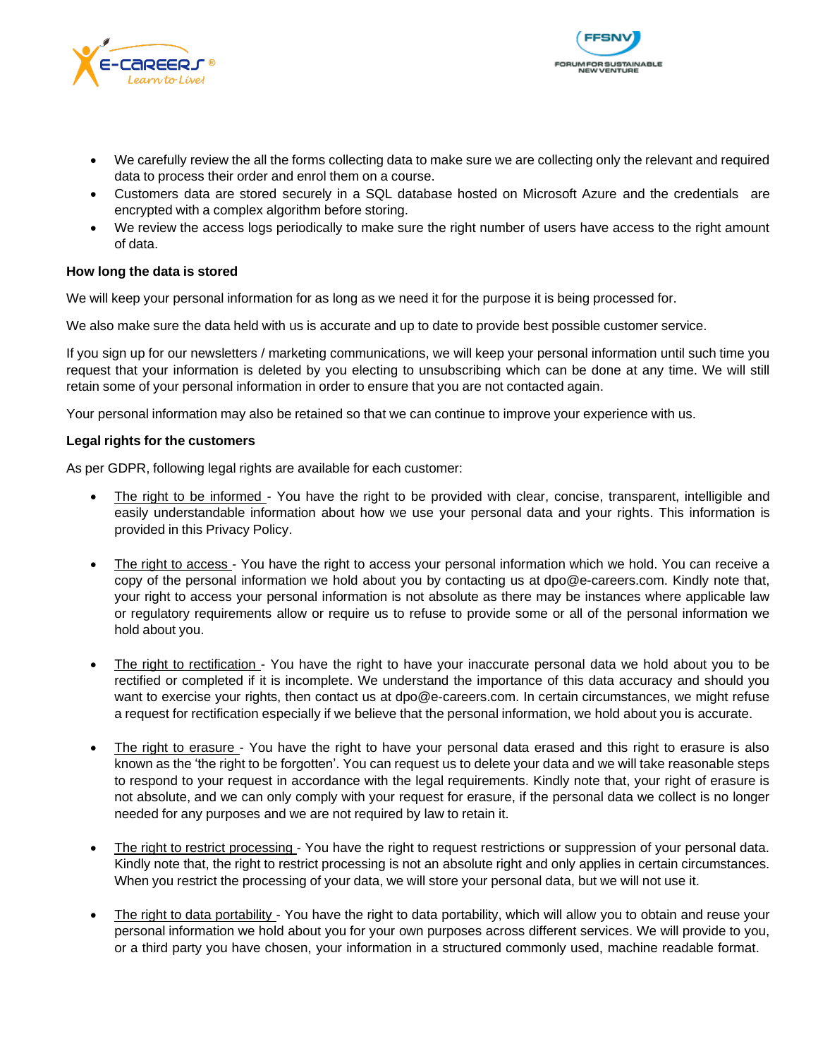- We carefully review the all the forms collecting data to make sure we are collecting only the relevant and required data to process their order and enrol them on a course.
- Customers data are stored securely in a SQL database hosted on Microsoft Azure and the credentials are encrypted with a complex algorithm before storing.
- We review the access logs periodically to make sure the right number of users have access to the right amount of data.

**How long the data is stored**

We will keep your personal information for as long as we need it for the purpose it is being processed for.

We also make sure the data held with us is accurate and up to date to provide best possible customer service.

If you sign up for our newsletters / marketing communications, we will keep your personal information until such time you request that your information is deleted by you electing to unsubscribing which can be done at any time. We will still retain some of your personal information in order to ensure that you are not contacted again.

Your personal information may also be retained so that we can continue to improve your experience with us.

**Legal rights for the customers**

As per GDPR, following legal rights are available for each customer:

- The right to be informed - You have the right to be provided with clear, concise, transparent, intelligible and easily understandable information about how we use your personal data and your rights. This information is provided in this Privacy Policy.

- The right to access - You have the right to access your personal information which we hold. You can receive a copy of the personal information we hold about you by contacting us at dpo@e-careers.com. Kindly note that, your right to access your personal information is not absolute as there may be instances where applicable law or regulatory requirements allow or require us to refuse to provide some or all of the personal information we hold about you.

- The right to rectification - You have the right to have your inaccurate personal data we hold about you to be rectified or completed if it is incomplete. We understand the importance of this data accuracy and should you want to exercise your rights, then contact us at dpo@e-careers.com. In certain circumstances, we might refuse a request for rectification especially if we believe that the personal information, we hold about you is accurate.

- The right to erasure - You have the right to have your personal data erased and this right to erasure is also known as the 'the right to be forgotten'. You can request us to delete your data and we will take reasonable steps to respond to your request in accordance with the legal requirements. Kindly note that, your right of erasure is not absolute, and we can only comply with your request for erasure, if the personal data we collect is no longer needed for any purposes and we are not required by law to retain it.

- The right to restrict processing - You have the right to request restrictions or suppression of your personal data. Kindly note that, the right to restrict processing is not an absolute right and only applies in certain circumstances. When you restrict the processing of your data, we will store your personal data, but we will not use it.

- The right to data portability - You have the right to data portability, which will allow you to obtain and reuse your personal information we hold about you for your own purposes across different services. We will provide to you, or a third party you have chosen, your information in a structured commonly used, machine readable format.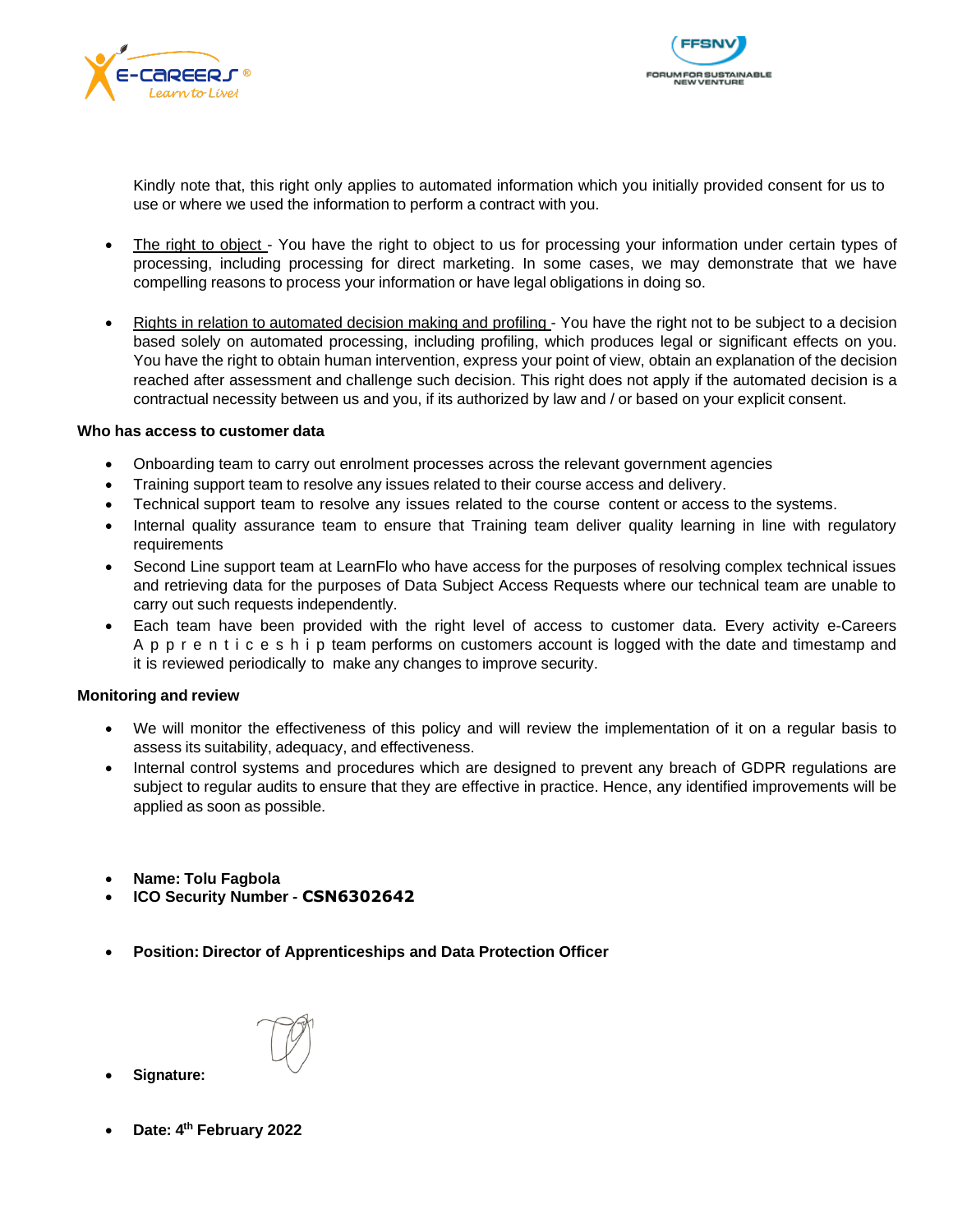Kindly note that, this right only applies to automated information which you initially provided consent for us to use or where we used the information to perform a contract with you.

- The right to object - You have the right to object to us for processing your information under certain types of processing, including processing for direct marketing. In some cases, we may demonstrate that we have compelling reasons to process your information or have legal obligations in doing so.

- Rights in relation to automated decision making and profiling - You have the right not to be subject to a decision based solely on automated processing, including profiling, which produces legal or significant effects on you. You have the right to obtain human intervention, express your point of view, obtain an explanation of the decision reached after assessment and challenge such decision. This right does not apply if the automated decision is a contractual necessity between us and you, if its authorized by law and / or based on your explicit consent.

**Who has access to customer data**

- Onboarding team to carry out enrolment processes across the relevant government agencies
- Training support team to resolve any issues related to their course access and delivery.
- Technical support team to resolve any issues related to the course content or access to the systems.
- Internal quality assurance team to ensure that Training team deliver quality learning in line with regulatory requirements
- Second Line support team at LearnFlo who have access for the purposes of resolving complex technical issues and retrieving data for the purposes of Data Subject Access Requests where our technical team are unable to carry out such requests independently.
- Each team have been provided with the right level of access to customer data. Every activity e-Careers Apprenticeship team performs on customers account is logged with the date and timestamp and it is reviewed periodically to make any changes to improve security.

**Monitoring and review**

- We will monitor the effectiveness of this policy and will review the implementation of it on a regular basis to assess its suitability, adequacy, and effectiveness.
- Internal control systems and procedures which are designed to prevent any breach of GDPR regulations are subject to regular audits to ensure that they are effective in practice. Hence, any identified improvements will be applied as soon as possible.

- **Name: Tolu Fagbola**
- **ICO Security Number - CSN6302642**

- **Position: Director of Apprenticeships and Data Protection Officer**

- **Signature:**

- **Date: 4th February 2022**